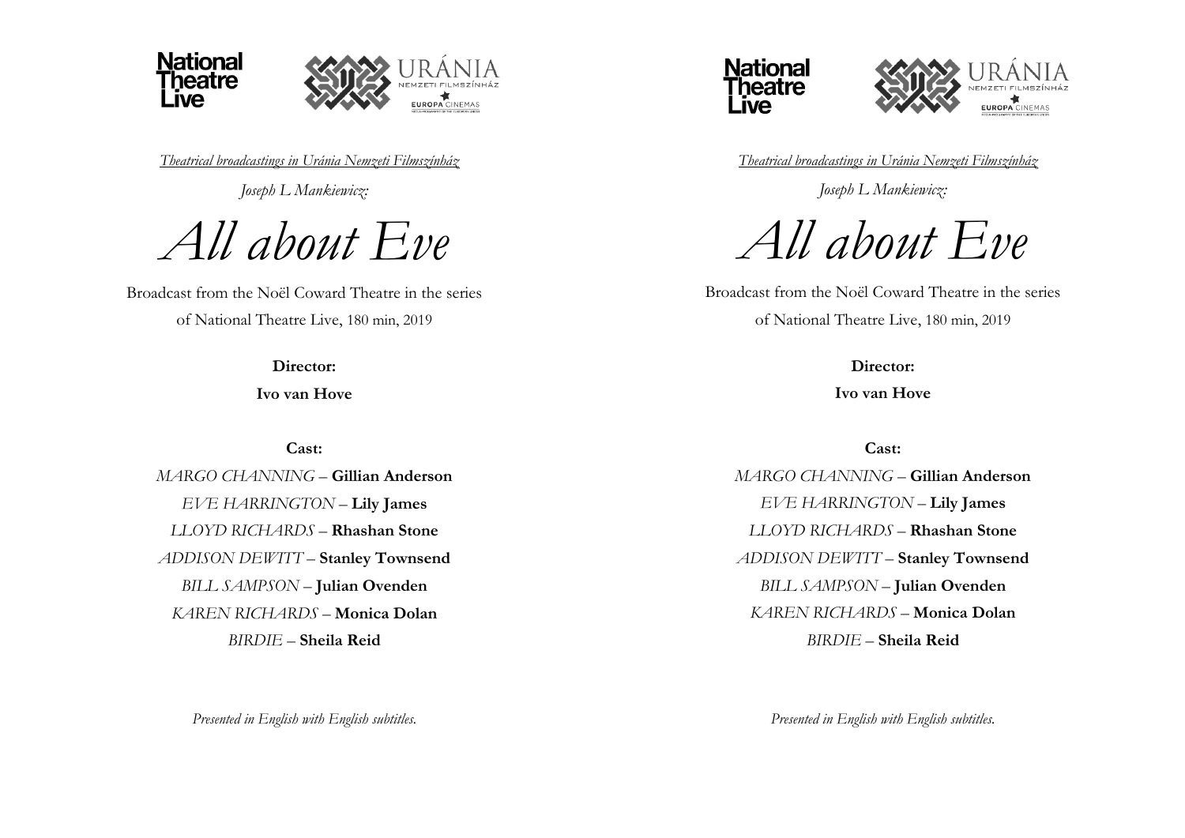National Theatre Live

URÁNIA NEMZETI FILMSZÍNHÁZ

EUROPA CINEMAS

*Theatrical broadcastings in Uránia Nemzeti Filmszínház*

*Joseph L Mankiewicz:*

# *All about Eve*

Broadcast from the Noël Coward Theatre in the series of National Theatre Live, 180 min, 2019

**Director:**

**Ivo van Hove**

**Cast:**

*MARGO CHANNING* – **Gillian Anderson**

*EVE HARRINGTON* – **Lily James**

*LLOYD RICHARDS* – **Rhashan Stone**

*ADDISON DEWITT* – **Stanley Townsend**

*BILL SAMPSON* – **Julian Ovenden**

*KAREN RICHARDS* – **Monica Dolan**

*BIRDIE* – **Sheila Reid**

*Presented in English with English subtitles.*

National Theatre Live

URÁNIA NEMZETI FILMSZÍNHÁZ

EUROPA CINEMAS

*Theatrical broadcastings in Uránia Nemzeti Filmszínház*

*Joseph L Mankiewicz:*

# *All about Eve*

Broadcast from the Noël Coward Theatre in the series of National Theatre Live, 180 min, 2019

**Director:**

**Ivo van Hove**

**Cast:**

*MARGO CHANNING* – **Gillian Anderson**

*EVE HARRINGTON* – **Lily James**

*LLOYD RICHARDS* – **Rhashan Stone**

*ADDISON DEWITT* – **Stanley Townsend**

*BILL SAMPSON* – **Julian Ovenden**

*KAREN RICHARDS* – **Monica Dolan**

*BIRDIE* – **Sheila Reid**

*Presented in English with English subtitles.*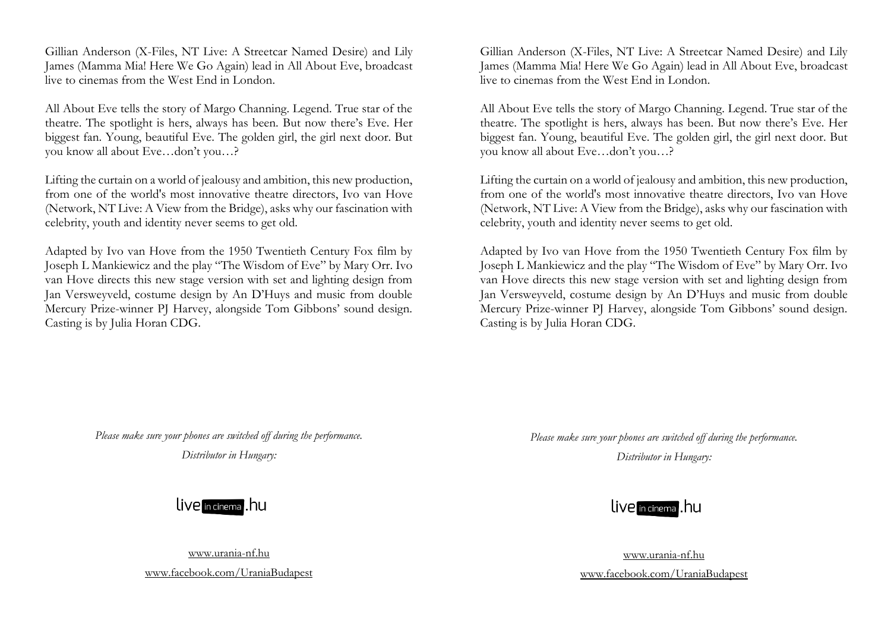Gillian Anderson (X-Files, NT Live: A Streetcar Named Desire) and Lily James (Mamma Mia! Here We Go Again) lead in All About Eve, broadcast live to cinemas from the West End in London.

All About Eve tells the story of Margo Channing. Legend. True star of the theatre. The spotlight is hers, always has been. But now there's Eve. Her biggest fan. Young, beautiful Eve. The golden girl, the girl next door. But you know all about Eve…don't you…?

Lifting the curtain on a world of jealousy and ambition, this new production, from one of the world's most innovative theatre directors, Ivo van Hove (Network, NT Live: A View from the Bridge), asks why our fascination with celebrity, youth and identity never seems to get old.

Adapted by Ivo van Hove from the 1950 Twentieth Century Fox film by Joseph L Mankiewicz and the play "The Wisdom of Eve" by Mary Orr. Ivo van Hove directs this new stage version with set and lighting design from Jan Versweyveld, costume design by An D'Huys and music from double Mercury Prize-winner PJ Harvey, alongside Tom Gibbons' sound design. Casting is by Julia Horan CDG.

*Please make sure your phones are switched off during the performance.*

*Distributor in Hungary:*

live in cinema .hu

www.urania-nf.hu

www.facebook.com/UraniaBudapest

Gillian Anderson (X-Files, NT Live: A Streetcar Named Desire) and Lily James (Mamma Mia! Here We Go Again) lead in All About Eve, broadcast live to cinemas from the West End in London.

All About Eve tells the story of Margo Channing. Legend. True star of the theatre. The spotlight is hers, always has been. But now there's Eve. Her biggest fan. Young, beautiful Eve. The golden girl, the girl next door. But you know all about Eve…don't you…?

Lifting the curtain on a world of jealousy and ambition, this new production, from one of the world's most innovative theatre directors, Ivo van Hove (Network, NT Live: A View from the Bridge), asks why our fascination with celebrity, youth and identity never seems to get old.

Adapted by Ivo van Hove from the 1950 Twentieth Century Fox film by Joseph L Mankiewicz and the play "The Wisdom of Eve" by Mary Orr. Ivo van Hove directs this new stage version with set and lighting design from Jan Versweyveld, costume design by An D'Huys and music from double Mercury Prize-winner PJ Harvey, alongside Tom Gibbons' sound design. Casting is by Julia Horan CDG.

*Please make sure your phones are switched off during the performance.*

*Distributor in Hungary:*

live in cinema .hu

www.urania-nf.hu

www.facebook.com/UraniaBudapest